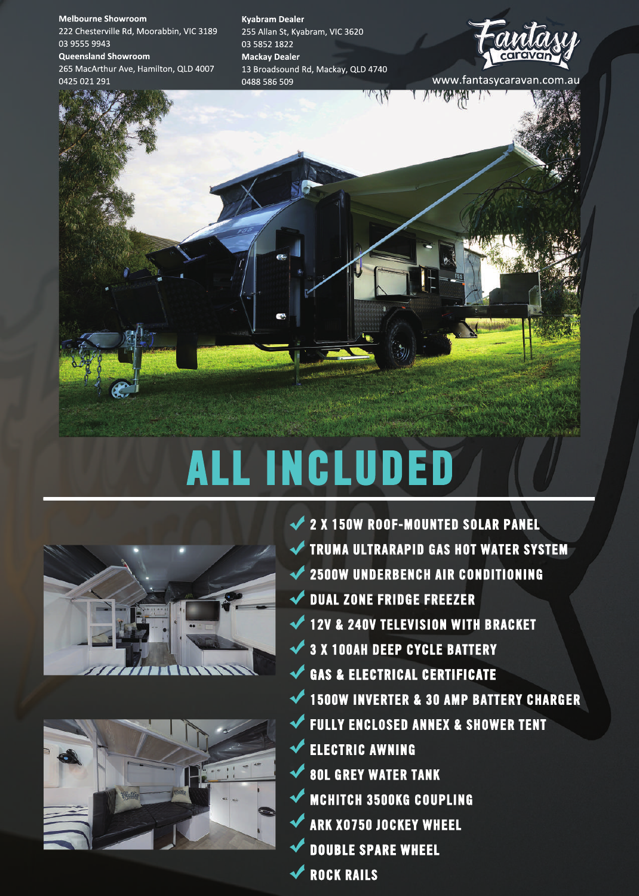**Melbourne Showroom**
222 Chesterville Rd, Moorabbin, VIC 3189
03 9555 9943

**Queensland Showroom**
265 MacArthur Ave, Hamilton, QLD 4007
0425 021 291

**Kyabram Dealer**
255 Allan St, Kyabram, VIC 3620
03 5852 1822

**Mackay Dealer**
13 Broadsound Rd, Mackay, QLD 4740
0488 586 509

Fantasy caravan

www.fantasycaravan.com.au

# ALL INCLUDED

- ✔ 2 X 150W ROOF-MOUNTED SOLAR PANEL
- ✔ TRUMA ULTRARAPID GAS HOT WATER SYSTEM
- ✔ 2500W UNDERBENCH AIR CONDITIONING
- ✔ DUAL ZONE FRIDGE FREEZER
- ✔ 12V & 240V TELEVISION WITH BRACKET
- ✔ 3 X 100AH DEEP CYCLE BATTERY
- ✔ GAS & ELECTRICAL CERTIFICATE
- ✔ 1500W INVERTER & 30 AMP BATTERY CHARGER
- ✔ FULLY ENCLOSED ANNEX & SHOWER TENT
- ✔ ELECTRIC AWNING
- ✔ 80L GREY WATER TANK
- ✔ MCHITCH 3500KG COUPLING
- ✔ ARK XO750 JOCKEY WHEEL
- ✔ DOUBLE SPARE WHEEL
- ✔ ROCK RAILS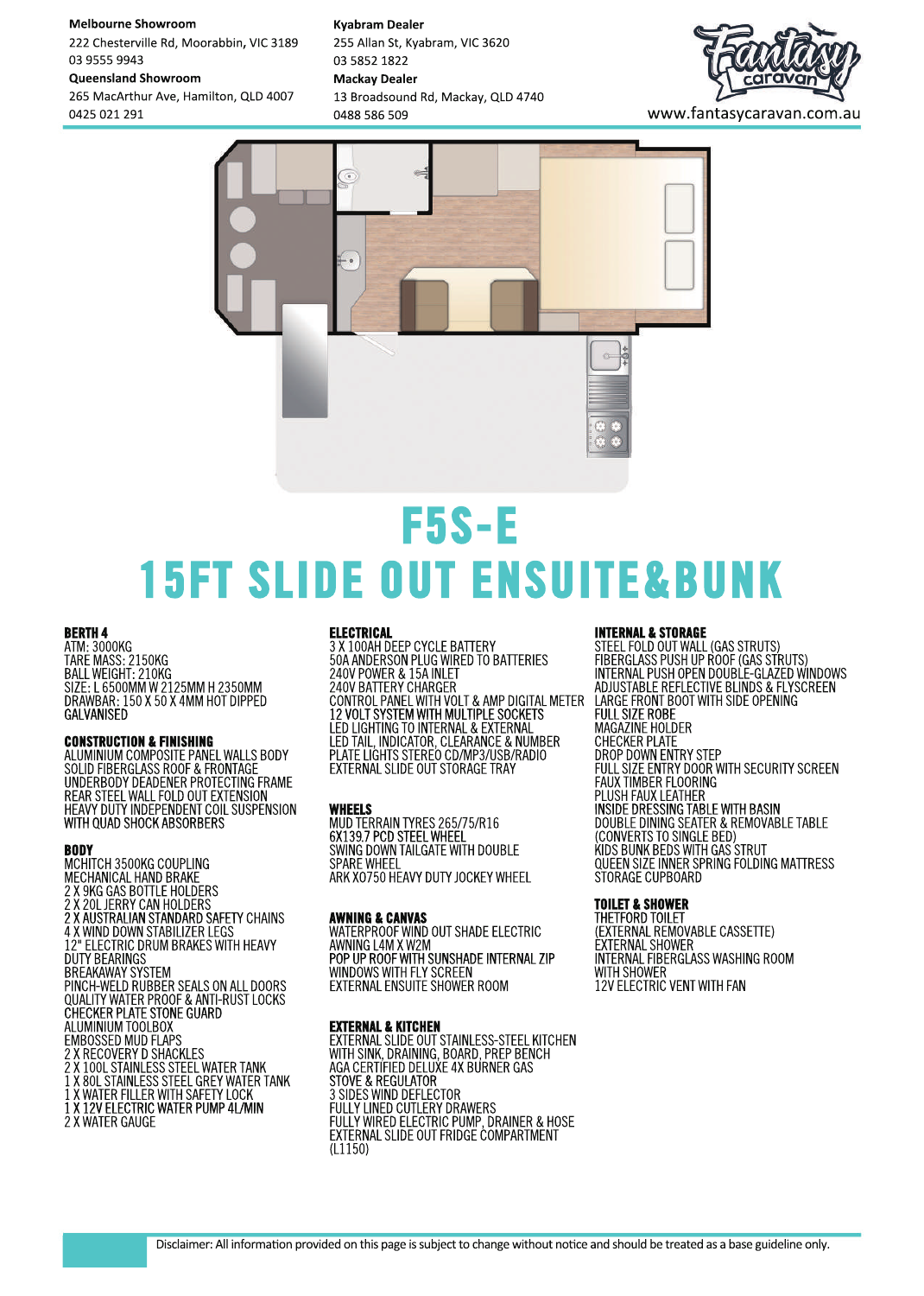**Melbourne Showroom**
222 Chesterville Rd, Moorabbin, VIC 3189
03 9555 9943

**Queensland Showroom**
265 MacArthur Ave, Hamilton, QLD 4007
0425 021 291

**Kyabram Dealer**
255 Allan St, Kyabram, VIC 3620
03 5852 1822

**Mackay Dealer**
13 Broadsound Rd, Mackay, QLD 4740
0488 586 509

www.fantasycaravan.com.au

# F5S-E

# 15FT SLIDE OUT ENSUITE&BUNK

### BERTH 4

ATM: 3000KG
TARE MASS: 2150KG
BALL WEIGHT: 210KG
SIZE: L 6500MM W 2125MM H 2350MM
DRAWBAR: 150 X 50 X 4MM HOT DIPPED GALVANISED

### CONSTRUCTION & FINISHING

ALUMINIUM COMPOSITE PANEL WALLS BODY
SOLID FIBERGLASS ROOF & FRONTAGE
UNDERBODY DEADENER PROTECTING FRAME
REAR STEEL WALL FOLD OUT EXTENSION
HEAVY DUTY INDEPENDENT COIL SUSPENSION WITH QUAD SHOCK ABSORBERS

### BODY

MCHITCH 3500KG COUPLING
MECHANICAL HAND BRAKE
2 X 9KG GAS BOTTLE HOLDERS
2 X 20L JERRY CAN HOLDERS
2 X AUSTRALIAN STANDARD SAFETY CHAINS
4 X WIND DOWN STABILIZER LEGS
12" ELECTRIC DRUM BRAKES WITH HEAVY DUTY BEARINGS
BREAKAWAY SYSTEM
PINCH-WELD RUBBER SEALS ON ALL DOORS
QUALITY WATER PROOF & ANTI-RUST LOCKS
CHECKER PLATE STONE GUARD
ALUMINIUM TOOLBOX
EMBOSSED MUD FLAPS
2 X RECOVERY D SHACKLES
2 X 100L STAINLESS STEEL WATER TANK
1 X 80L STAINLESS STEEL GREY WATER TANK
1 X WATER FILLER WITH SAFETY LOCK
1 X 12V ELECTRIC WATER PUMP 4L/MIN
2 X WATER GAUGE

### ELECTRICAL

3 X 100AH DEEP CYCLE BATTERY
50A ANDERSON PLUG WIRED TO BATTERIES
240V POWER & 15A INLET
240V BATTERY CHARGER
CONTROL PANEL WITH VOLT & AMP DIGITAL METER
12 VOLT SYSTEM WITH MULTIPLE SOCKETS
LED LIGHTING TO INTERNAL & EXTERNAL
LED TAIL, INDICATOR, CLEARANCE & NUMBER PLATE LIGHTS STEREO CD/MP3/USB/RADIO
EXTERNAL SLIDE OUT STORAGE TRAY

### WHEELS

MUD TERRAIN TYRES 265/75/R16
6X139.7 PCD STEEL WHEEL
SWING DOWN TAILGATE WITH DOUBLE SPARE WHEEL
ARK XO750 HEAVY DUTY JOCKEY WHEEL

### AWNING & CANVAS

WATERPROOF WIND OUT SHADE ELECTRIC AWNING L4M X W2M
POP UP ROOF WITH SUNSHADE INTERNAL ZIP WINDOWS WITH FLY SCREEN
EXTERNAL ENSUITE SHOWER ROOM

### EXTERNAL & KITCHEN

EXTERNAL SLIDE OUT STAINLESS-STEEL KITCHEN WITH SINK, DRAINING, BOARD, PREP BENCH
AGA CERTIFIED DELUXE 4X BURNER GAS STOVE & REGULATOR
3 SIDES WIND DEFLECTOR
FULLY LINED CUTLERY DRAWERS
FULLY WIRED ELECTRIC PUMP, DRAINER & HOSE
EXTERNAL SLIDE OUT FRIDGE COMPARTMENT (L1150)

### INTERNAL & STORAGE

STEEL FOLD OUT WALL (GAS STRUTS)
FIBERGLASS PUSH UP ROOF (GAS STRUTS)
INTERNAL PUSH OPEN DOUBLE-GLAZED WINDOWS
ADJUSTABLE REFLECTIVE BLINDS & FLYSCREEN
LARGE FRONT BOOT WITH SIDE OPENING
FULL SIZE ROBE
MAGAZINE HOLDER
CHECKER PLATE
DROP DOWN ENTRY STEP
FULL SIZE ENTRY DOOR WITH SECURITY SCREEN
FAUX TIMBER FLOORING
PLUSH FAUX LEATHER
INSIDE DRESSING TABLE WITH BASIN
DOUBLE DINING SEATER & REMOVABLE TABLE (CONVERTS TO SINGLE BED)
KIDS BUNK BEDS WITH GAS STRUT
QUEEN SIZE INNER SPRING FOLDING MATTRESS
STORAGE CUPBOARD

### TOILET & SHOWER

THETFORD TOILET (EXTERNAL REMOVABLE CASSETTE)
EXTERNAL SHOWER
INTERNAL FIBERGLASS WASHING ROOM WITH SHOWER
12V ELECTRIC VENT WITH FAN

Disclaimer: All information provided on this page is subject to change without notice and should be treated as a base guideline only.